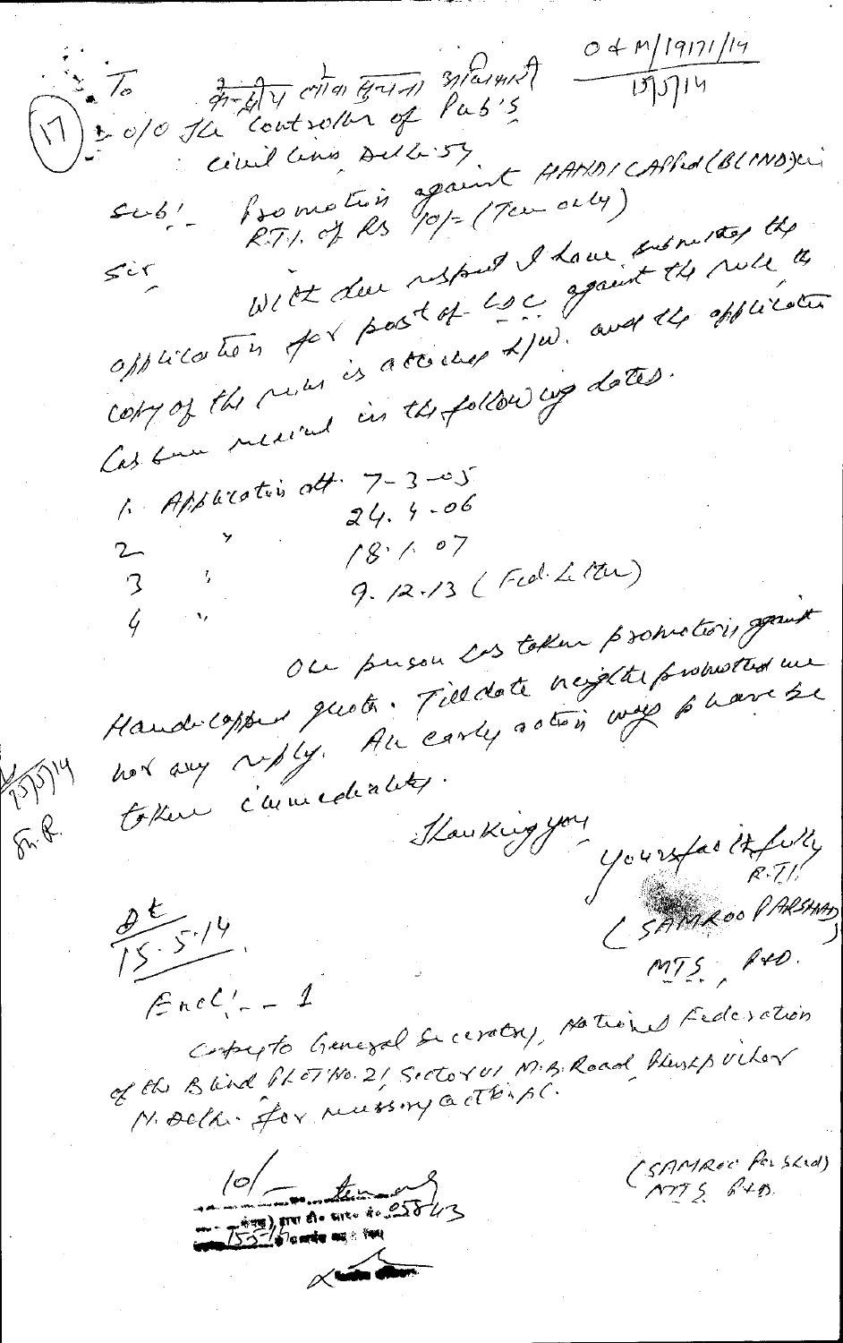(17) To केन्द्रीय लोक सूचना अधिकारी
O/O The Controller of Pub's
Civil Lines Delhi-54

O&M/19171/14
15/5/14

Sub:- Promotion against HANDICAPPED (BLIND) in R.T.I. of Rs 10/- (Ten only)

Sir,

With due respect I have submitted the application for post of LDC against the rule the application copy of the rules is attached h/w. and the applications has been received in the following dates.

1. Application dt. 7-3-05
2. " 24.4-06
3. " 18.1.07
4. " 9.12.13 (Fed. Letter)

One person has taken promotion against Handicapped quota. Till date neither promoted me nor any reply. An early action may please be taken immediately.

Thanking you

Yours faithfully
R.T.I.
(SAMROO PARSHAD)
MTS, P&D.

15/5/14
S.R.

Dt
15.5.14

Encl:- 1

Copy to General Secretary, National Federation of the Blind PLOT No. 21 Sector IV M.B. Road Pushp Vihar N. Delhi. for necessary action pl.

(SAMROO Parshad)
MTS P&D.

10/- ..... द्वारा पो० आर्ड० नं० 05843
15-5 ... दिनांक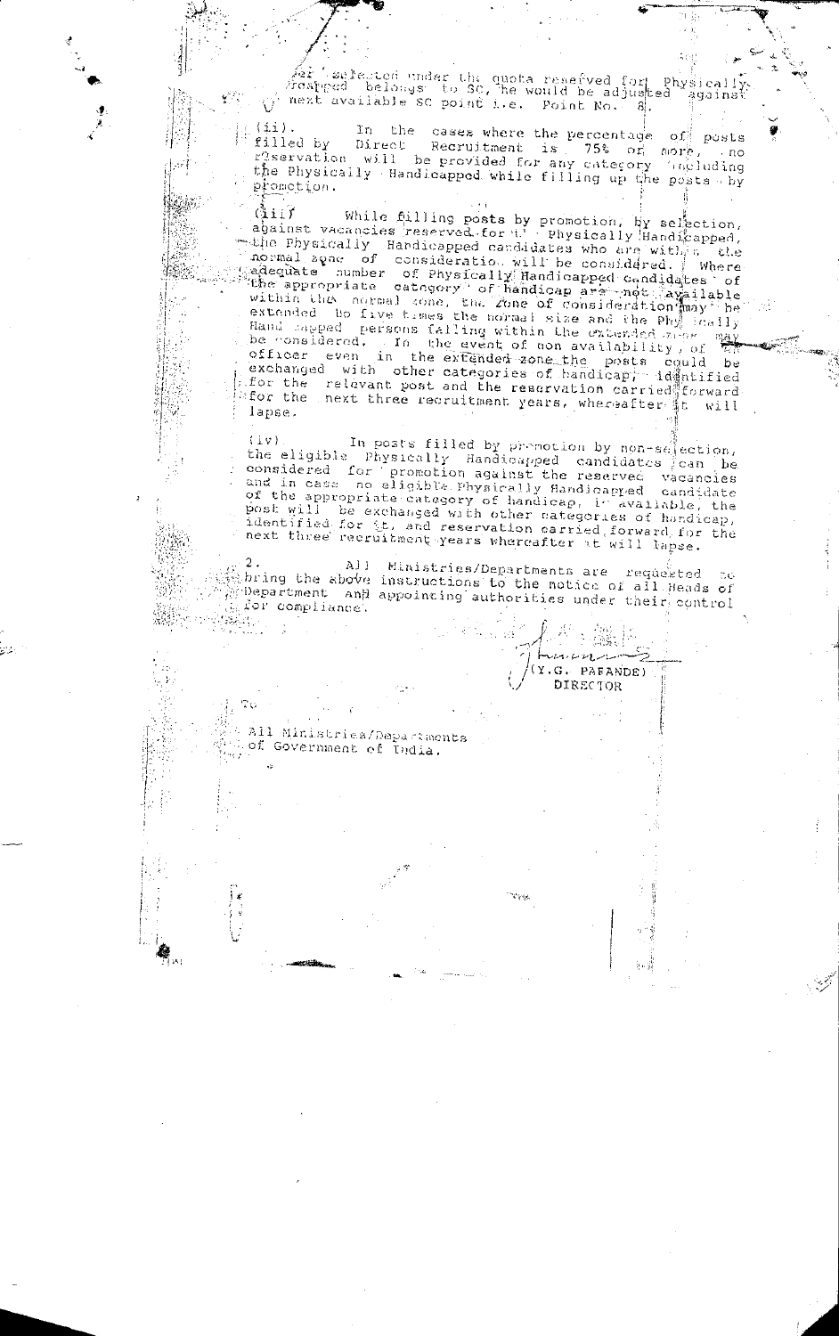-er selected under the quota reserved for Physically Handicapped belongs to SC, he would be adjusted against next available SC point i.e. Point No. 8.

(ii). In the cases where the percentage of posts filled by Direct Recruitment is 75% or more, no reservation will be provided for any category including the Physically Handicapped while filling up the posts by promotion.

(iii) While filling posts by promotion, by selection, against vacancies reserved for the Physically Handicapped, the Physically Handicapped candidates who are within the normal zone of consideration will be considered. Where adequate number of Physically Handicapped candidates of the appropriate category of handicap are not available within the normal zone, the zone of consideration may be extended to five times the normal size and the Physically Handicapped persons falling within the extended zone may be considered. In the event of non availability, of an officer even in the extended zone the posts could be exchanged with other categories of handicap, identified for the relevant post and the reservation carried forward for the next three recruitment years, whereafter it will lapse.

(iv) In posts filled by promotion by non-selection, the eligible Physically Handicapped candidates can be considered for promotion against the reserved vacancies and in case no eligible Physically Handicapped candidate of the appropriate category of handicap, if available, the post will be exchanged with other categories of handicap, identified for it, and reservation carried forward for the next three recruitment years wherecafter it will lapse.

2. All Ministries/Departments are requested to bring the above instructions to the notice of all Heads of Department and appointing authorities under their control for compliance.

(Y.G. PARANDE)
DIRECTOR

To

All Ministries/Departments
of Government of India.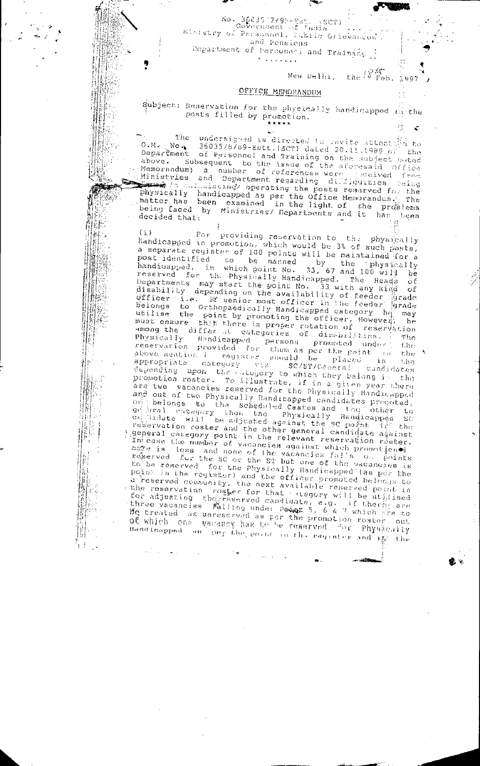No. 36035/7/95-Estt. (SCT)
Government of India
Ministry of Personnel, Public Grievances and Pensions
Department of Personnel and Training

.......

New Delhi, the 18th Feb. 1997

## OFFICE MEMORANDUM

Subject: Reservation for the physically handicapped in the posts filled by promotion.

*****

The undersigned is directed to invite attention to O.M. No. 36035/8/89-Estt.(SCT) dated 20.11.1989 of the Department of Personnel and Training on the subject noted above. Subsequent to the issue of the aforesaid Office Memorandum) a number of references were received from Ministries and Department regarding difficulties being faced in calculating/ operating the posts reserved for the physically handicapped as per the Office Memorandum. The matter has been examined in the light of the problems being faced by Ministries/ Departments and it has been decided that:

(i) For providing reservation to the physically handicapped in promotion, which would be 3% of such posts, a separate register of 100 points will be maintained for a post identified to be manned by the physically handicapped, in which point No. 33, 67 and 100 will be reserved for the Physically Handicapped. The Heads of Departments may start the point No. 33 with any kind of disability depending on the availability of feeder grade officer i.e. if senior most officer in the feeder grade belongs to Orthopaedically Handicapped category he may utilise the point by promoting the officer, However, he must ensure that there is proper rotation of reservation among the different categories of disabilities. The Physically Handicapped persons promoted under the reservation provided for them as per the point in the above mentioned register should be placed in the appropriate category viz SC/ST/General candidates depending upon the category to which they belong in the promotion roster. To illustrate, if in a given year there are two vacancies reserved for the Physically Handicapped and out of two Physically Handicapped candidates promoted, one belongs to the Scheduled Castes and the other to general category then the Physically Handicapped SC candidate will be adjusted against the SC point in the reservation roster and the other general candidate against general category point in the relevant reservation roster. In case the number of vacancies against which promotion is made is less and none of the vacancies falls on points reserved for the SC or the ST but one of the vacancies is to be reserved for the Physically Handicapped (as per the point in the register) and the officer promoted belongs to a reserved community, the next available reserved point in the reservation roster for that category will be utilised for adjusting the reserved candidate, e.g. if there are three vacancies falling under Point 5, 6 & 7 which are to be treated as unreserved as per the promotion roster, out of which one vacancy has to be reserved for Physically Handicapped as per the point in the register and if the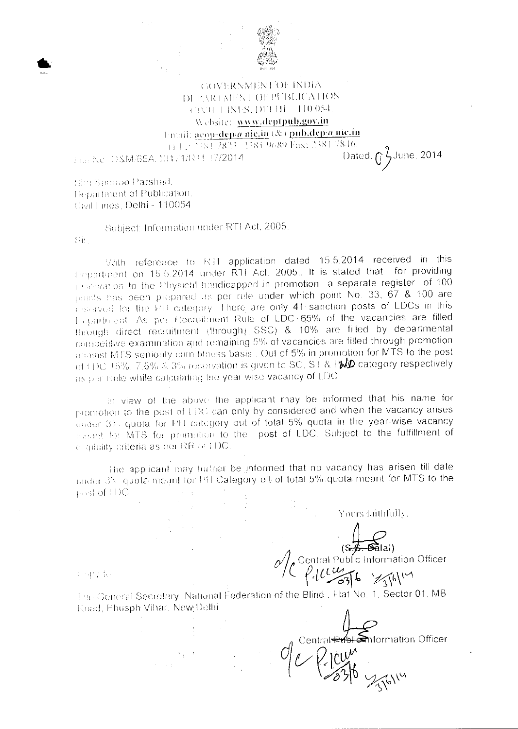GOVERNMENT OF INDIA
DEPARTMENT OF PUBLICATION
CIVIL LINES, DELHI - 110 054.
Website: www.deptpub.gov.in
Email: acop-dep@nic.in (&) pub.dep@nic.in
TEL: 2381 7823, 2381 9689 Fax: 2381 7846

File No. O&M/65A.101/1/RTI 17/2014

Dated. 03 June. 2014

Shri Sambhoo Parshad,
Department of Publication,
Civil Lines, Delhi - 110054

Subject: Information under RTI Act, 2005.

Sir,

With reference to RTI application dated 15.5.2014 received in this Department on 15.5.2014 under RTI Act, 2005., It is stated that for providing reservation to the Physical handicapped in promotion a separate register of 100 points has been prepared as per rule under which point No. 33, 67 & 100 are reserved for the PH category. There are only 41 sanction posts of LDCs in this Department. As per Recruitment Rule of LDC 65% of the vacancies are filled through direct recruitment (through SSC) & 10% are filled by departmental competitive examination and remaining 5% of vacancies are filled through promotion against MTS seniority cum fitness basis. Out of 5% in promotion for MTS to the post of LDC 15%, 7.5% & 3% reservation is given to SC, ST & PWD category respectively as per Rule while calculating the year wise vacancy of LDC.

In view of the above the applicant may be informed that his name for promotion to the post of LDC can only by considered and when the vacancy arises under 3% quota for PH category out of total 5% quota in the year-wise vacancy meant for MTS for promotion to the post of LDC. Subject to the fulfillment of eligibility criteria as per RR of LDC.

The applicant may further be informed that no vacancy has arisen till date under 3% quota meant for PH Category out of total 5% quota meant for MTS to the post of LDC.

Yours faithfully,

(S.S. Dalal)
Central Public Information Officer

Copy to:

The General Secretary, National Federation of the Blind, Flat No. 1, Sector 01, MB Road, Phusph Vihar, New Delhi

Central Public Information Officer